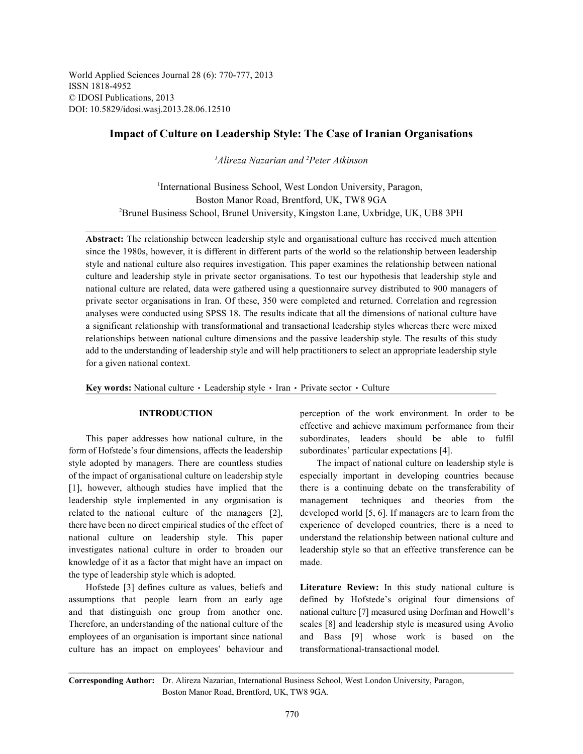World Applied Sciences Journal 28 (6): 770-777, 2013
ISSN 1818-4952
© IDOSI Publications, 2013
DOI: 10.5829/idosi.wasj.2013.28.06.12510

# Impact of Culture on Leadership Style: The Case of Iranian Organisations

*[1]Alireza Nazarian and [2]Peter Atkinson*

[1]International Business School, West London University, Paragon, Boston Manor Road, Brentford, UK, TW8 9GA
[2]Brunel Business School, Brunel University, Kingston Lane, Uxbridge, UK, UB8 3PH

**Abstract:** The relationship between leadership style and organisational culture has received much attention since the 1980s, however, it is different in different parts of the world so the relationship between leadership style and national culture also requires investigation. This paper examines the relationship between national culture and leadership style in private sector organisations. To test our hypothesis that leadership style and national culture are related, data were gathered using a questionnaire survey distributed to 900 managers of private sector organisations in Iran. Of these, 350 were completed and returned. Correlation and regression analyses were conducted using SPSS 18. The results indicate that all the dimensions of national culture have a significant relationship with transformational and transactional leadership styles whereas there were mixed relationships between national culture dimensions and the passive leadership style. The results of this study add to the understanding of leadership style and will help practitioners to select an appropriate leadership style for a given national context.

**Key words:** National culture · Leadership style · Iran · Private sector · Culture

## INTRODUCTION

This paper addresses how national culture, in the form of Hofstede's four dimensions, affects the leadership style adopted by managers. There are countless studies of the impact of organisational culture on leadership style [1], however, although studies have implied that the leadership style implemented in any organisation is related to the national culture of the managers [2], there have been no direct empirical studies of the effect of national culture on leadership style. This paper investigates national culture in order to broaden our knowledge of it as a factor that might have an impact on the type of leadership style which is adopted.

Hofstede [3] defines culture as values, beliefs and assumptions that people learn from an early age and that distinguish one group from another one. Therefore, an understanding of the national culture of the employees of an organisation is important since national culture has an impact on employees' behaviour and perception of the work environment. In order to be effective and achieve maximum performance from their subordinates, leaders should be able to fulfil subordinates' particular expectations [4].

The impact of national culture on leadership style is especially important in developing countries because there is a continuing debate on the transferability of management techniques and theories from the developed world [5, 6]. If managers are to learn from the experience of developed countries, there is a need to understand the relationship between national culture and leadership style so that an effective transference can be made.

**Literature Review:** In this study national culture is defined by Hofstede's original four dimensions of national culture [7] measured using Dorfman and Howell's scales [8] and leadership style is measured using Avolio and Bass [9] whose work is based on the transformational-transactional model.

**Corresponding Author:** Dr. Alireza Nazarian, International Business School, West London University, Paragon, Boston Manor Road, Brentford, UK, TW8 9GA.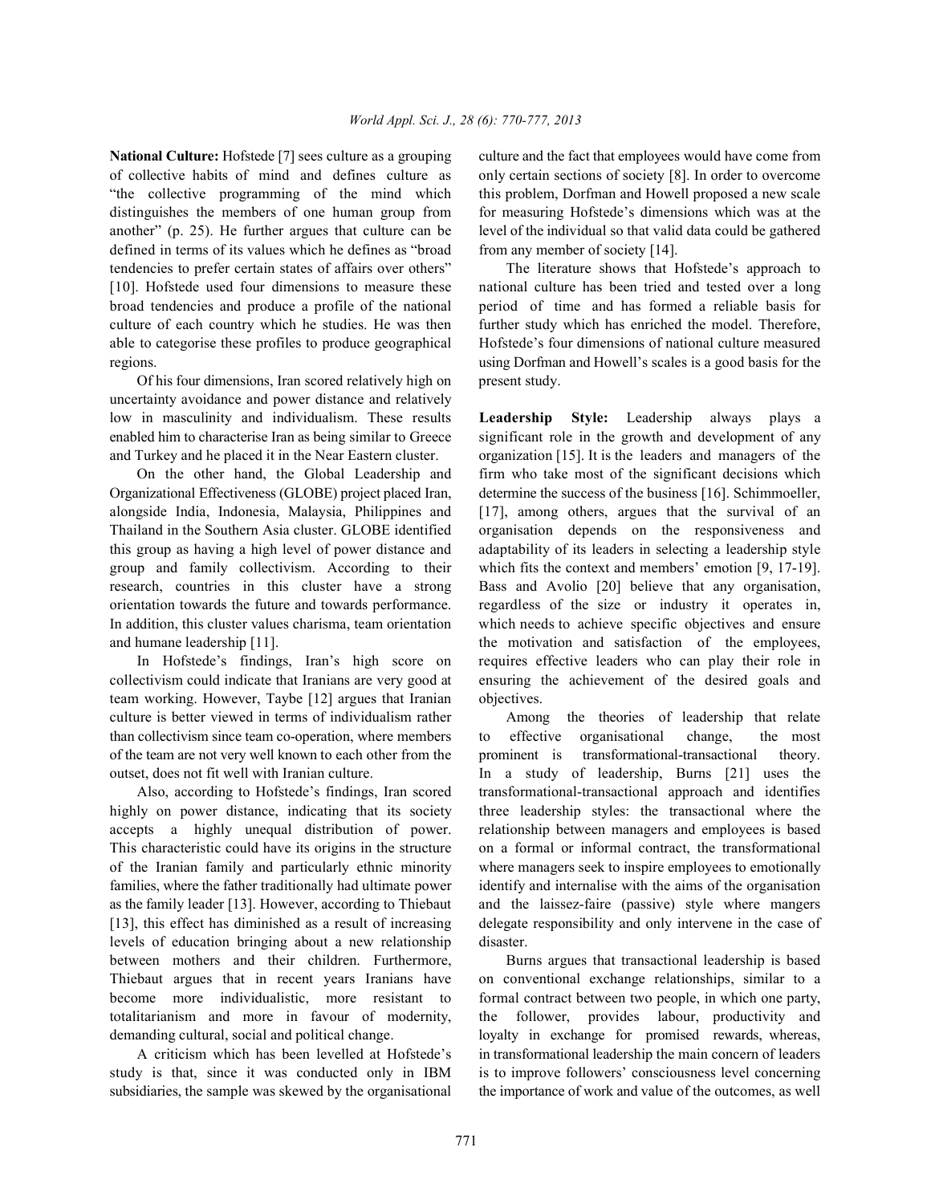**National Culture:** Hofstede [7] sees culture as a grouping of collective habits of mind and defines culture as "the collective programming of the mind which distinguishes the members of one human group from another" (p. 25). He further argues that culture can be defined in terms of its values which he defines as "broad tendencies to prefer certain states of affairs over others" [10]. Hofstede used four dimensions to measure these broad tendencies and produce a profile of the national culture of each country which he studies. He was then able to categorise these profiles to produce geographical regions.

Of his four dimensions, Iran scored relatively high on uncertainty avoidance and power distance and relatively low in masculinity and individualism. These results enabled him to characterise Iran as being similar to Greece and Turkey and he placed it in the Near Eastern cluster.

On the other hand, the Global Leadership and Organizational Effectiveness (GLOBE) project placed Iran, alongside India, Indonesia, Malaysia, Philippines and Thailand in the Southern Asia cluster. GLOBE identified this group as having a high level of power distance and group and family collectivism. According to their research, countries in this cluster have a strong orientation towards the future and towards performance. In addition, this cluster values charisma, team orientation and humane leadership [11].

In Hofstede's findings, Iran's high score on collectivism could indicate that Iranians are very good at team working. However, Taybe [12] argues that Iranian culture is better viewed in terms of individualism rather than collectivism since team co-operation, where members of the team are not very well known to each other from the outset, does not fit well with Iranian culture.

Also, according to Hofstede's findings, Iran scored highly on power distance, indicating that its society accepts a highly unequal distribution of power. This characteristic could have its origins in the structure of the Iranian family and particularly ethnic minority families, where the father traditionally had ultimate power as the family leader [13]. However, according to Thiebaut [13], this effect has diminished as a result of increasing levels of education bringing about a new relationship between mothers and their children. Furthermore, Thiebaut argues that in recent years Iranians have become more individualistic, more resistant to totalitarianism and more in favour of modernity, demanding cultural, social and political change.

A criticism which has been levelled at Hofstede's study is that, since it was conducted only in IBM subsidiaries, the sample was skewed by the organisational culture and the fact that employees would have come from only certain sections of society [8]. In order to overcome this problem, Dorfman and Howell proposed a new scale for measuring Hofstede's dimensions which was at the level of the individual so that valid data could be gathered from any member of society [14].

The literature shows that Hofstede's approach to national culture has been tried and tested over a long period of time and has formed a reliable basis for further study which has enriched the model. Therefore, Hofstede's four dimensions of national culture measured using Dorfman and Howell's scales is a good basis for the present study.

**Leadership Style:** Leadership always plays a significant role in the growth and development of any organization [15]. It is the leaders and managers of the firm who take most of the significant decisions which determine the success of the business [16]. Schimmoeller, [17], among others, argues that the survival of an organisation depends on the responsiveness and adaptability of its leaders in selecting a leadership style which fits the context and members' emotion [9, 17-19]. Bass and Avolio [20] believe that any organisation, regardless of the size or industry it operates in, which needs to achieve specific objectives and ensure the motivation and satisfaction of the employees, requires effective leaders who can play their role in ensuring the achievement of the desired goals and objectives.

Among the theories of leadership that relate to effective organisational change, the most prominent is transformational-transactional theory. In a study of leadership, Burns [21] uses the transformational-transactional approach and identifies three leadership styles: the transactional where the relationship between managers and employees is based on a formal or informal contract, the transformational where managers seek to inspire employees to emotionally identify and internalise with the aims of the organisation and the laissez-faire (passive) style where mangers delegate responsibility and only intervene in the case of disaster.

Burns argues that transactional leadership is based on conventional exchange relationships, similar to a formal contract between two people, in which one party, the follower, provides labour, productivity and loyalty in exchange for promised rewards, whereas, in transformational leadership the main concern of leaders is to improve followers' consciousness level concerning the importance of work and value of the outcomes, as well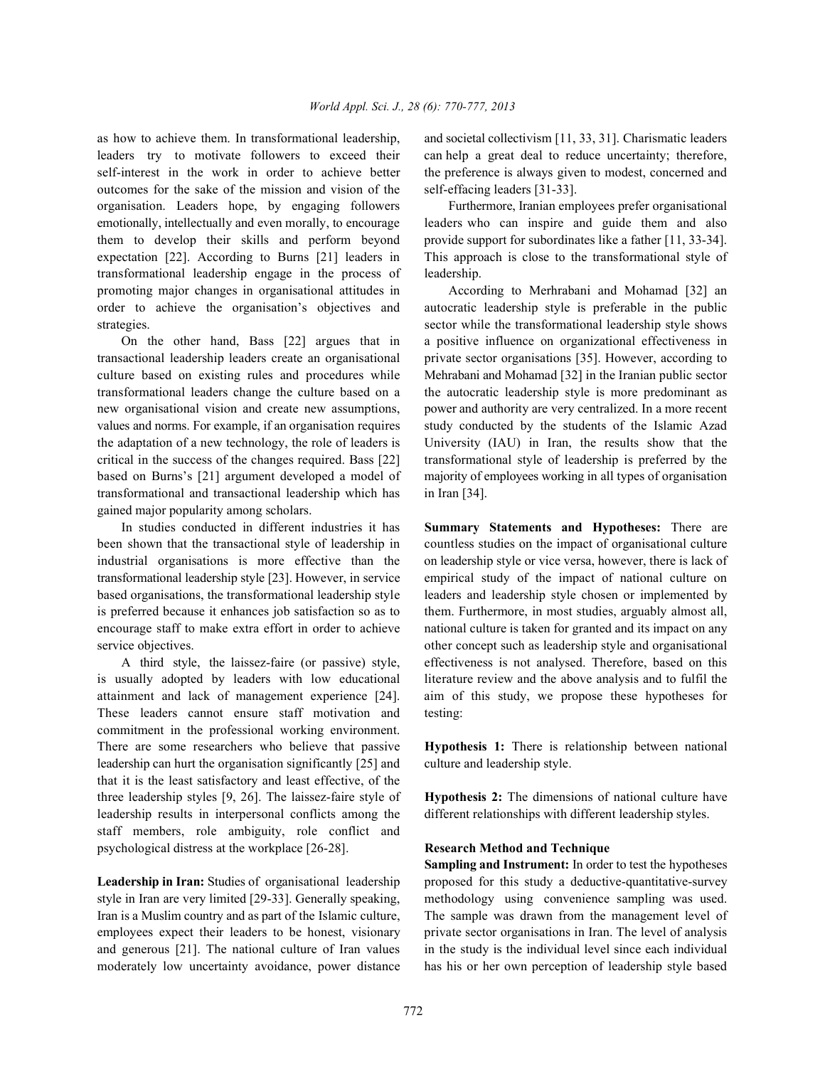as how to achieve them. In transformational leadership, leaders try to motivate followers to exceed their self-interest in the work in order to achieve better outcomes for the sake of the mission and vision of the organisation. Leaders hope, by engaging followers emotionally, intellectually and even morally, to encourage them to develop their skills and perform beyond expectation [22]. According to Burns [21] leaders in transformational leadership engage in the process of promoting major changes in organisational attitudes in order to achieve the organisation's objectives and strategies.

On the other hand, Bass [22] argues that in transactional leadership leaders create an organisational culture based on existing rules and procedures while transformational leaders change the culture based on a new organisational vision and create new assumptions, values and norms. For example, if an organisation requires the adaptation of a new technology, the role of leaders is critical in the success of the changes required. Bass [22] based on Burns's [21] argument developed a model of transformational and transactional leadership which has gained major popularity among scholars.

In studies conducted in different industries it has been shown that the transactional style of leadership in industrial organisations is more effective than the transformational leadership style [23]. However, in service based organisations, the transformational leadership style is preferred because it enhances job satisfaction so as to encourage staff to make extra effort in order to achieve service objectives.

A third style, the laissez-faire (or passive) style, is usually adopted by leaders with low educational attainment and lack of management experience [24]. These leaders cannot ensure staff motivation and commitment in the professional working environment. There are some researchers who believe that passive leadership can hurt the organisation significantly [25] and that it is the least satisfactory and least effective, of the three leadership styles [9, 26]. The laissez-faire style of leadership results in interpersonal conflicts among the staff members, role ambiguity, role conflict and psychological distress at the workplace [26-28].

**Leadership in Iran:** Studies of organisational leadership style in Iran are very limited [29-33]. Generally speaking, Iran is a Muslim country and as part of the Islamic culture, employees expect their leaders to be honest, visionary and generous [21]. The national culture of Iran values moderately low uncertainty avoidance, power distance and societal collectivism [11, 33, 31]. Charismatic leaders can help a great deal to reduce uncertainty; therefore, the preference is always given to modest, concerned and self-effacing leaders [31-33].

Furthermore, Iranian employees prefer organisational leaders who can inspire and guide them and also provide support for subordinates like a father [11, 33-34]. This approach is close to the transformational style of leadership.

According to Merhrabani and Mohamad [32] an autocratic leadership style is preferable in the public sector while the transformational leadership style shows a positive influence on organizational effectiveness in private sector organisations [35]. However, according to Mehrabani and Mohamad [32] in the Iranian public sector the autocratic leadership style is more predominant as power and authority are very centralized. In a more recent study conducted by the students of the Islamic Azad University (IAU) in Iran, the results show that the transformational style of leadership is preferred by the majority of employees working in all types of organisation in Iran [34].

**Summary Statements and Hypotheses:** There are countless studies on the impact of organisational culture on leadership style or vice versa, however, there is lack of empirical study of the impact of national culture on leaders and leadership style chosen or implemented by them. Furthermore, in most studies, arguably almost all, national culture is taken for granted and its impact on any other concept such as leadership style and organisational effectiveness is not analysed. Therefore, based on this literature review and the above analysis and to fulfil the aim of this study, we propose these hypotheses for testing:

**Hypothesis 1:** There is relationship between national culture and leadership style.

**Hypothesis 2:** The dimensions of national culture have different relationships with different leadership styles.

## Research Method and Technique

**Sampling and Instrument:** In order to test the hypotheses proposed for this study a deductive-quantitative-survey methodology using convenience sampling was used. The sample was drawn from the management level of private sector organisations in Iran. The level of analysis in the study is the individual level since each individual has his or her own perception of leadership style based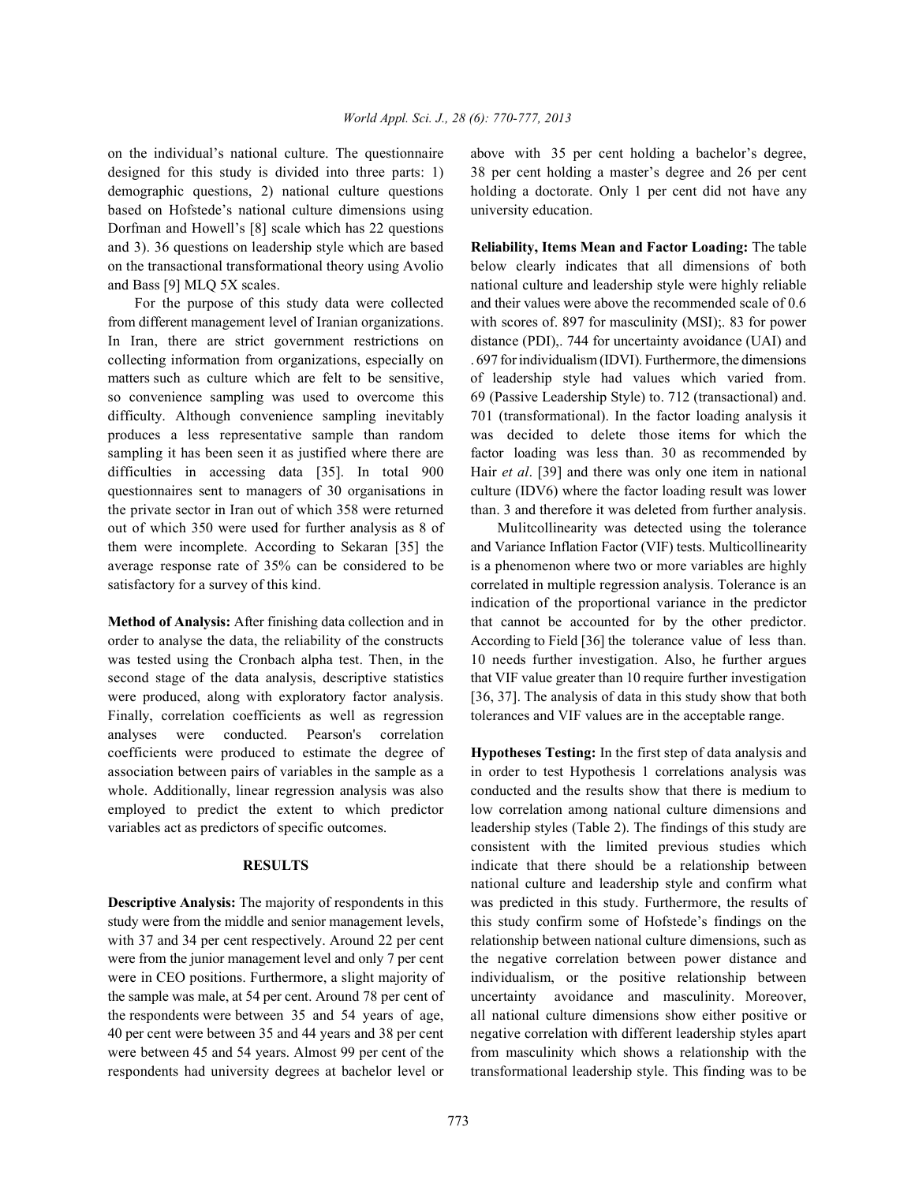on the individual's national culture. The questionnaire designed for this study is divided into three parts: 1) demographic questions, 2) national culture questions based on Hofstede's national culture dimensions using Dorfman and Howell's [8] scale which has 22 questions and 3). 36 questions on leadership style which are based on the transactional transformational theory using Avolio and Bass [9] MLQ 5X scales.

For the purpose of this study data were collected from different management level of Iranian organizations. In Iran, there are strict government restrictions on collecting information from organizations, especially on matters such as culture which are felt to be sensitive, so convenience sampling was used to overcome this difficulty. Although convenience sampling inevitably produces a less representative sample than random sampling it has been seen it as justified where there are difficulties in accessing data [35]. In total 900 questionnaires sent to managers of 30 organisations in the private sector in Iran out of which 358 were returned out of which 350 were used for further analysis as 8 of them were incomplete. According to Sekaran [35] the average response rate of 35% can be considered to be satisfactory for a survey of this kind.

**Method of Analysis:** After finishing data collection and in order to analyse the data, the reliability of the constructs was tested using the Cronbach alpha test. Then, in the second stage of the data analysis, descriptive statistics were produced, along with exploratory factor analysis. Finally, correlation coefficients as well as regression analyses were conducted. Pearson's correlation coefficients were produced to estimate the degree of association between pairs of variables in the sample as a whole. Additionally, linear regression analysis was also employed to predict the extent to which predictor variables act as predictors of specific outcomes.

## RESULTS

**Descriptive Analysis:** The majority of respondents in this study were from the middle and senior management levels, with 37 and 34 per cent respectively. Around 22 per cent were from the junior management level and only 7 per cent were in CEO positions. Furthermore, a slight majority of the sample was male, at 54 per cent. Around 78 per cent of the respondents were between 35 and 54 years of age, 40 per cent were between 35 and 44 years and 38 per cent were between 45 and 54 years. Almost 99 per cent of the respondents had university degrees at bachelor level or above with 35 per cent holding a bachelor's degree, 38 per cent holding a master's degree and 26 per cent holding a doctorate. Only 1 per cent did not have any university education.

**Reliability, Items Mean and Factor Loading:** The table below clearly indicates that all dimensions of both national culture and leadership style were highly reliable and their values were above the recommended scale of 0.6 with scores of. 897 for masculinity (MSI);. 83 for power distance (PDI),. 744 for uncertainty avoidance (UAI) and . 697 for individualism (IDVI). Furthermore, the dimensions of leadership style had values which varied from. 69 (Passive Leadership Style) to. 712 (transactional) and. 701 (transformational). In the factor loading analysis it was decided to delete those items for which the factor loading was less than. 30 as recommended by Hair *et al*. [39] and there was only one item in national culture (IDV6) where the factor loading result was lower than. 3 and therefore it was deleted from further analysis.

Mulitcollinearity was detected using the tolerance and Variance Inflation Factor (VIF) tests. Multicollinearity is a phenomenon where two or more variables are highly correlated in multiple regression analysis. Tolerance is an indication of the proportional variance in the predictor that cannot be accounted for by the other predictor. According to Field [36] the tolerance value of less than. 10 needs further investigation. Also, he further argues that VIF value greater than 10 require further investigation [36, 37]. The analysis of data in this study show that both tolerances and VIF values are in the acceptable range.

**Hypotheses Testing:** In the first step of data analysis and in order to test Hypothesis 1 correlations analysis was conducted and the results show that there is medium to low correlation among national culture dimensions and leadership styles (Table 2). The findings of this study are consistent with the limited previous studies which indicate that there should be a relationship between national culture and leadership style and confirm what was predicted in this study. Furthermore, the results of this study confirm some of Hofstede's findings on the relationship between national culture dimensions, such as the negative correlation between power distance and individualism, or the positive relationship between uncertainty avoidance and masculinity. Moreover, all national culture dimensions show either positive or negative correlation with different leadership styles apart from masculinity which shows a relationship with the transformational leadership style. This finding was to be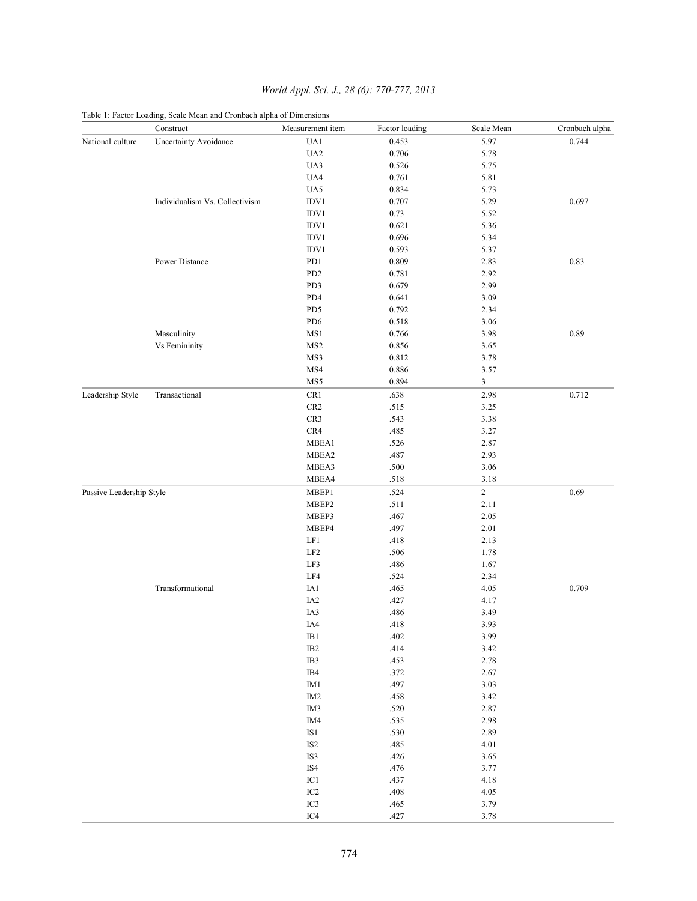Table 1: Factor Loading, Scale Mean and Cronbach alpha of Dimensions

| | Construct | Measurement item | Factor loading | Scale Mean | Cronbach alpha |
|---|---|---|---|---|---|
| National culture | Uncertainty Avoidance | UA1 | 0.453 | 5.97 | 0.744 |
| | | UA2 | 0.706 | 5.78 | |
| | | UA3 | 0.526 | 5.75 | |
| | | UA4 | 0.761 | 5.81 | |
| | | UA5 | 0.834 | 5.73 | |
| | Individualism Vs. Collectivism | IDV1 | 0.707 | 5.29 | 0.697 |
| | | IDV1 | 0.73 | 5.52 | |
| | | IDV1 | 0.621 | 5.36 | |
| | | IDV1 | 0.696 | 5.34 | |
| | | IDV1 | 0.593 | 5.37 | |
| | Power Distance | PD1 | 0.809 | 2.83 | 0.83 |
| | | PD2 | 0.781 | 2.92 | |
| | | PD3 | 0.679 | 2.99 | |
| | | PD4 | 0.641 | 3.09 | |
| | | PD5 | 0.792 | 2.34 | |
| | | PD6 | 0.518 | 3.06 | |
| | Masculinity | MS1 | 0.766 | 3.98 | 0.89 |
| | Vs Femininity | MS2 | 0.856 | 3.65 | |
| | | MS3 | 0.812 | 3.78 | |
| | | MS4 | 0.886 | 3.57 | |
| | | MS5 | 0.894 | 3 | |
| Leadership Style | Transactional | CR1 | .638 | 2.98 | 0.712 |
| | | CR2 | .515 | 3.25 | |
| | | CR3 | .543 | 3.38 | |
| | | CR4 | .485 | 3.27 | |
| | | MBEA1 | .526 | 2.87 | |
| | | MBEA2 | .487 | 2.93 | |
| | | MBEA3 | .500 | 3.06 | |
| | | MBEA4 | .518 | 3.18 | |
| Passive Leadership Style | | MBEP1 | .524 | 2 | 0.69 |
| | | MBEP2 | .511 | 2.11 | |
| | | MBEP3 | .467 | 2.05 | |
| | | MBEP4 | .497 | 2.01 | |
| | | LF1 | .418 | 2.13 | |
| | | LF2 | .506 | 1.78 | |
| | | LF3 | .486 | 1.67 | |
| | | LF4 | .524 | 2.34 | |
| | Transformational | IA1 | .465 | 4.05 | 0.709 |
| | | IA2 | .427 | 4.17 | |
| | | IA3 | .486 | 3.49 | |
| | | IA4 | .418 | 3.93 | |
| | | IB1 | .402 | 3.99 | |
| | | IB2 | .414 | 3.42 | |
| | | IB3 | .453 | 2.78 | |
| | | IB4 | .372 | 2.67 | |
| | | IM1 | .497 | 3.03 | |
| | | IM2 | .458 | 3.42 | |
| | | IM3 | .520 | 2.87 | |
| | | IM4 | .535 | 2.98 | |
| | | IS1 | .530 | 2.89 | |
| | | IS2 | .485 | 4.01 | |
| | | IS3 | .426 | 3.65 | |
| | | IS4 | .476 | 3.77 | |
| | | IC1 | .437 | 4.18 | |
| | | IC2 | .408 | 4.05 | |
| | | IC3 | .465 | 3.79 | |
| | | IC4 | .427 | 3.78 | |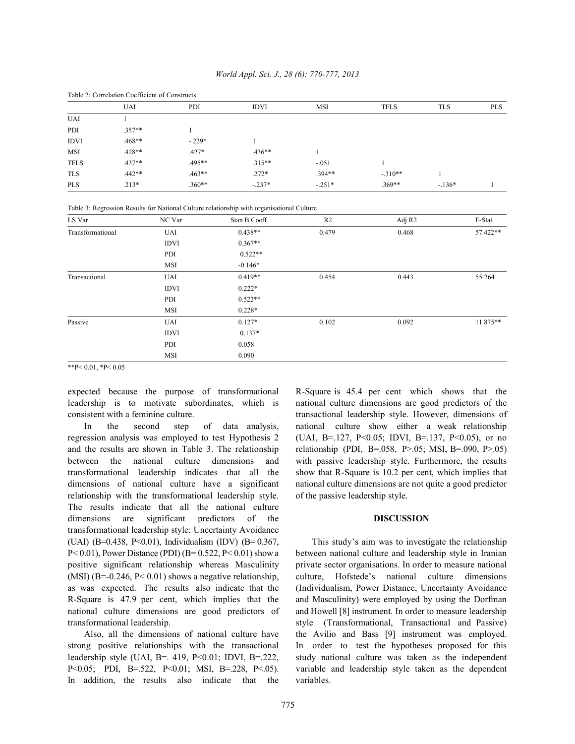Table 2: Correlation Coefficient of Constructs

| | UAI | PDI | IDVI | MSI | TFLS | TLS | PLS |
|---|---|---|---|---|---|---|---|
| UAI | 1 | | | | | | |
| PDI | .357** | 1 | | | | | |
| IDVI | .468** | -.229* | 1 | | | | |
| MSI | .428** | .427* | .436** | 1 | | | |
| TFLS | .437** | .495** | .315** | -.051 | 1 | | |
| TLS | .442** | .463** | .272* | .394** | -.310** | 1 | |
| PLS | .213* | .360** | -.237* | -.251* | .369** | -.136* | 1 |

Table 3: Regression Results for National Culture relationship with organisational Culture

| LS Var | NC Var | Stan B Coeff | R2 | Adj R2 | F-Stat |
|---|---|---|---|---|---|
| Transformational | UAI | 0.438** | 0.479 | 0.468 | 57.422** |
| | IDVI | 0.367** | | | |
| | PDI | 0.522** | | | |
| | MSI | -0.146* | | | |
| Transactional | UAI | 0.419** | 0.454 | 0.443 | 55.264 |
| | IDVI | 0.222* | | | |
| | PDI | 0.522** | | | |
| | MSI | 0.228* | | | |
| Passive | UAI | 0.127* | 0.102 | 0.092 | 11.875** |
| | IDVI | 0.137* | | | |
| | PDI | 0.058 | | | |
| | MSI | 0.090 | | | |

**P< 0.01, *P< 0.05

expected because the purpose of transformational leadership is to motivate subordinates, which is consistent with a feminine culture.

In the second step of data analysis, regression analysis was employed to test Hypothesis 2 and the results are shown in Table 3. The relationship between the national culture dimensions and transformational leadership indicates that all the dimensions of national culture have a significant relationship with the transformational leadership style. The results indicate that all the national culture dimensions are significant predictors of the transformational leadership style: Uncertainty Avoidance (UAI) (B=0.438, P<0.01), Individualism (IDV) (B= 0.367, P< 0.01), Power Distance (PDI) (B= 0.522, P< 0.01) show a positive significant relationship whereas Masculinity (MSI) (B=-0.246, P< 0.01) shows a negative relationship, as was expected. The results also indicate that the R-Square is 47.9 per cent, which implies that the national culture dimensions are good predictors of transformational leadership.

Also, all the dimensions of national culture have strong positive relationships with the transactional leadership style (UAI, B=. 419, P<0.01; IDVI, B=.222, P<0.05; PDI, B=.522, P<0.01; MSI, B=.228, P<.05). In addition, the results also indicate that the R-Square is 45.4 per cent which shows that the national culture dimensions are good predictors of the transactional leadership style. However, dimensions of national culture show either a weak relationship (UAI, B=.127, P<0.05; IDVI, B=.137, P<0.05), or no relationship (PDI, B=.058, P>.05; MSI, B=.090, P>.05) with passive leadership style. Furthermore, the results show that R-Square is 10.2 per cent, which implies that national culture dimensions are not quite a good predictor of the passive leadership style.

## DISCUSSION

This study's aim was to investigate the relationship between national culture and leadership style in Iranian private sector organisations. In order to measure national culture, Hofstede's national culture dimensions (Individualism, Power Distance, Uncertainty Avoidance and Masculinity) were employed by using the Dorfman and Howell [8] instrument. In order to measure leadership style (Transformational, Transactional and Passive) the Avilio and Bass [9] instrument was employed. In order to test the hypotheses proposed for this study national culture was taken as the independent variable and leadership style taken as the dependent variables.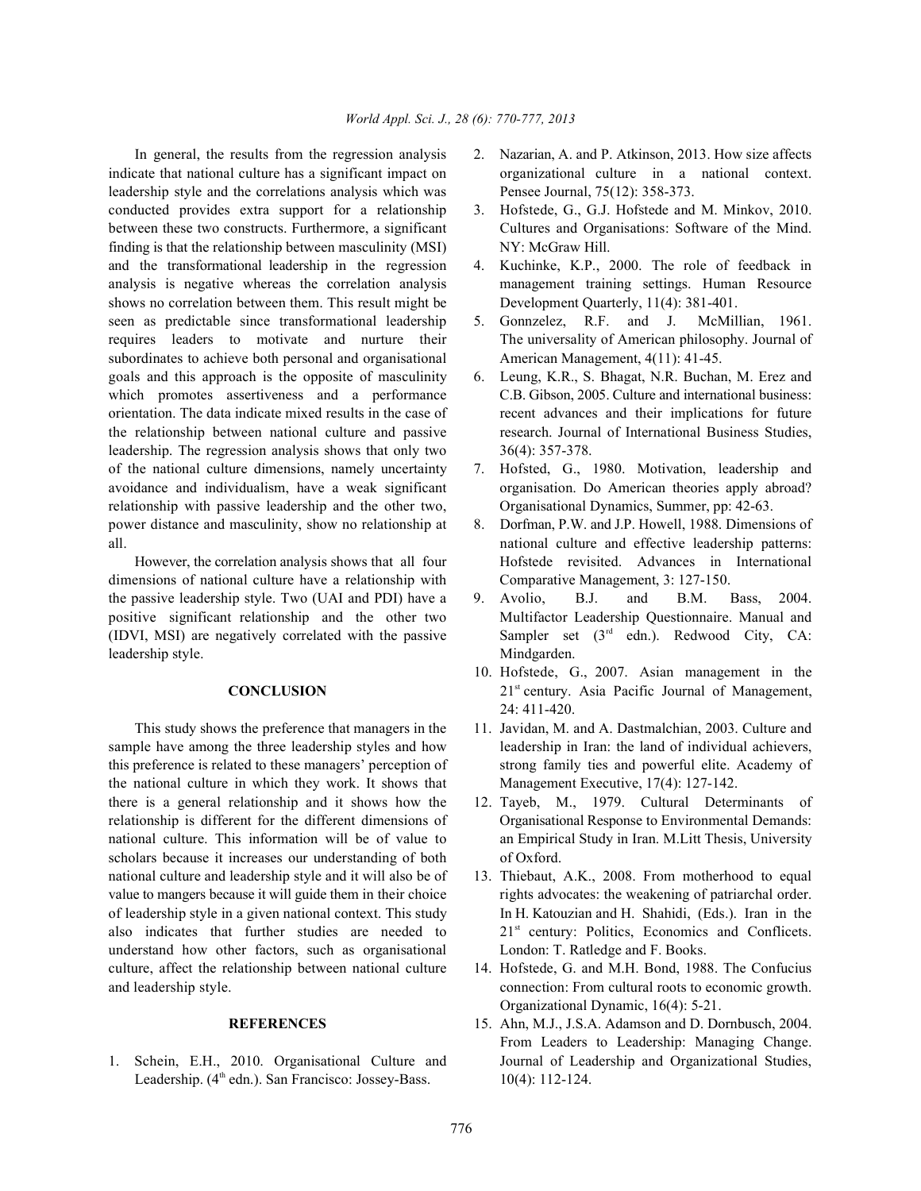In general, the results from the regression analysis indicate that national culture has a significant impact on leadership style and the correlations analysis which was conducted provides extra support for a relationship between these two constructs. Furthermore, a significant finding is that the relationship between masculinity (MSI) and the transformational leadership in the regression analysis is negative whereas the correlation analysis shows no correlation between them. This result might be seen as predictable since transformational leadership requires leaders to motivate and nurture their subordinates to achieve both personal and organisational goals and this approach is the opposite of masculinity which promotes assertiveness and a performance orientation. The data indicate mixed results in the case of the relationship between national culture and passive leadership. The regression analysis shows that only two of the national culture dimensions, namely uncertainty avoidance and individualism, have a weak significant relationship with passive leadership and the other two, power distance and masculinity, show no relationship at all.

However, the correlation analysis shows that all four dimensions of national culture have a relationship with the passive leadership style. Two (UAI and PDI) have a positive significant relationship and the other two (IDVI, MSI) are negatively correlated with the passive leadership style.

## CONCLUSION

This study shows the preference that managers in the sample have among the three leadership styles and how this preference is related to these managers' perception of the national culture in which they work. It shows that there is a general relationship and it shows how the relationship is different for the different dimensions of national culture. This information will be of value to scholars because it increases our understanding of both national culture and leadership style and it will also be of value to mangers because it will guide them in their choice of leadership style in a given national context. This study also indicates that further studies are needed to understand how other factors, such as organisational culture, affect the relationship between national culture and leadership style.

## REFERENCES

1. Schein, E.H., 2010. Organisational Culture and Leadership. (4th edn.). San Francisco: Jossey-Bass.
2. Nazarian, A. and P. Atkinson, 2013. How size affects organizational culture in a national context. Pensee Journal, 75(12): 358-373.
3. Hofstede, G., G.J. Hofstede and M. Minkov, 2010. Cultures and Organisations: Software of the Mind. NY: McGraw Hill.
4. Kuchinke, K.P., 2000. The role of feedback in management training settings. Human Resource Development Quarterly, 11(4): 381-401.
5. Gonnzelez, R.F. and J. McMillian, 1961. The universality of American philosophy. Journal of American Management, 4(11): 41-45.
6. Leung, K.R., S. Bhagat, N.R. Buchan, M. Erez and C.B. Gibson, 2005. Culture and international business: recent advances and their implications for future research. Journal of International Business Studies, 36(4): 357-378.
7. Hofsted, G., 1980. Motivation, leadership and organisation. Do American theories apply abroad? Organisational Dynamics, Summer, pp: 42-63.
8. Dorfman, P.W. and J.P. Howell, 1988. Dimensions of national culture and effective leadership patterns: Hofstede revisited. Advances in International Comparative Management, 3: 127-150.
9. Avolio, B.J. and B.M. Bass, 2004. Multifactor Leadership Questionnaire. Manual and Sampler set (3rd edn.). Redwood City, CA: Mindgarden.
10. Hofstede, G., 2007. Asian management in the 21st century. Asia Pacific Journal of Management, 24: 411-420.
11. Javidan, M. and A. Dastmalchian, 2003. Culture and leadership in Iran: the land of individual achievers, strong family ties and powerful elite. Academy of Management Executive, 17(4): 127-142.
12. Tayeb, M., 1979. Cultural Determinants of Organisational Response to Environmental Demands: an Empirical Study in Iran. M.Litt Thesis, University of Oxford.
13. Thiebaut, A.K., 2008. From motherhood to equal rights advocates: the weakening of patriarchal order. In H. Katouzian and H. Shahidi, (Eds.). Iran in the 21st century: Politics, Economics and Conflicets. London: T. Ratledge and F. Books.
14. Hofstede, G. and M.H. Bond, 1988. The Confucius connection: From cultural roots to economic growth. Organizational Dynamic, 16(4): 5-21.
15. Ahn, M.J., J.S.A. Adamson and D. Dornbusch, 2004. From Leaders to Leadership: Managing Change. Journal of Leadership and Organizational Studies, 10(4): 112-124.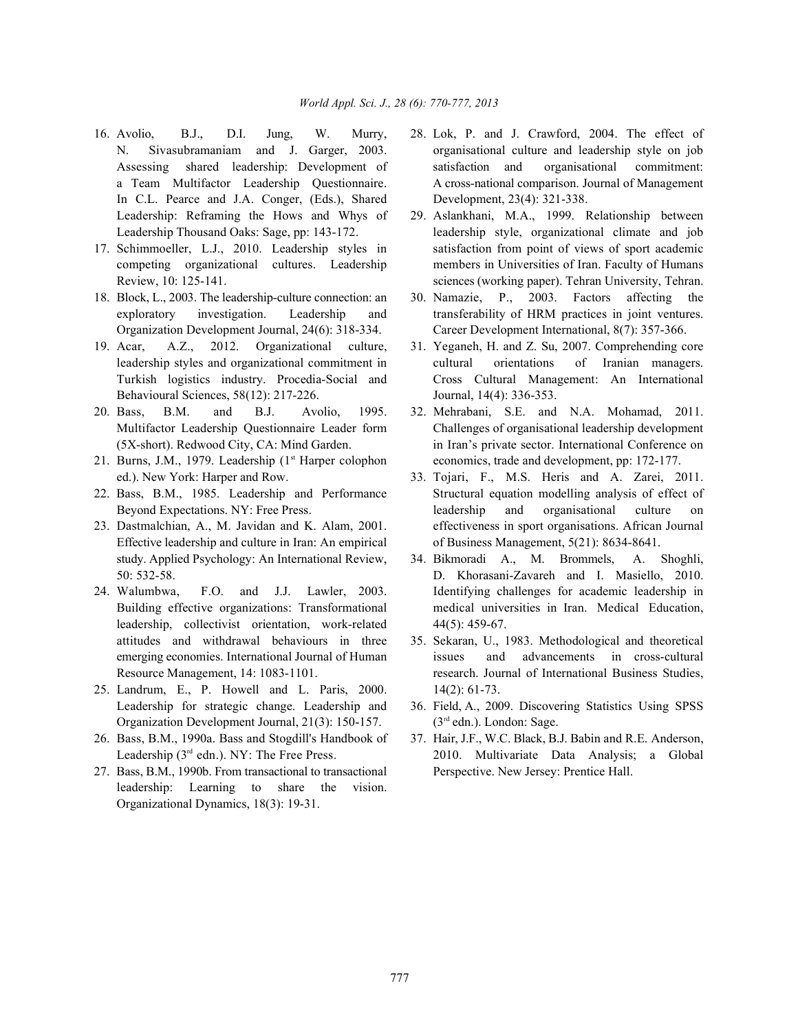16. Avolio, B.J., D.I. Jung, W. Murry, N. Sivasubramaniam and J. Garger, 2003. Assessing shared leadership: Development of a Team Multifactor Leadership Questionnaire. In C.L. Pearce and J.A. Conger, (Eds.), Shared Leadership: Reframing the Hows and Whys of Leadership Thousand Oaks: Sage, pp: 143-172.
17. Schimmoeller, L.J., 2010. Leadership styles in competing organizational cultures. Leadership Review, 10: 125-141.
18. Block, L., 2003. The leadership-culture connection: an exploratory investigation. Leadership and Organization Development Journal, 24(6): 318-334.
19. Acar, A.Z., 2012. Organizational culture, leadership styles and organizational commitment in Turkish logistics industry. Procedia-Social and Behavioural Sciences, 58(12): 217-226.
20. Bass, B.M. and B.J. Avolio, 1995. Multifactor Leadership Questionnaire Leader form (5X-short). Redwood City, CA: Mind Garden.
21. Burns, J.M., 1979. Leadership (1st Harper colophon ed.). New York: Harper and Row.
22. Bass, B.M., 1985. Leadership and Performance Beyond Expectations. NY: Free Press.
23. Dastmalchian, A., M. Javidan and K. Alam, 2001. Effective leadership and culture in Iran: An empirical study. Applied Psychology: An International Review, 50: 532-58.
24. Walumbwa, F.O. and J.J. Lawler, 2003. Building effective organizations: Transformational leadership, collectivist orientation, work-related attitudes and withdrawal behaviours in three emerging economies. International Journal of Human Resource Management, 14: 1083-1101.
25. Landrum, E., P. Howell and L. Paris, 2000. Leadership for strategic change. Leadership and Organization Development Journal, 21(3): 150-157.
26. Bass, B.M., 1990a. Bass and Stogdill's Handbook of Leadership (3rd edn.). NY: The Free Press.
27. Bass, B.M., 1990b. From transactional to transactional leadership: Learning to share the vision. Organizational Dynamics, 18(3): 19-31.
28. Lok, P. and J. Crawford, 2004. The effect of organisational culture and leadership style on job satisfaction and organisational commitment: A cross-national comparison. Journal of Management Development, 23(4): 321-338.
29. Aslankhani, M.A., 1999. Relationship between leadership style, organizational climate and job satisfaction from point of views of sport academic members in Universities of Iran. Faculty of Humans sciences (working paper). Tehran University, Tehran.
30. Namazie, P., 2003. Factors affecting the transferability of HRM practices in joint ventures. Career Development International, 8(7): 357-366.
31. Yeganeh, H. and Z. Su, 2007. Comprehending core cultural orientations of Iranian managers. Cross Cultural Management: An International Journal, 14(4): 336-353.
32. Mehrabani, S.E. and N.A. Mohamad, 2011. Challenges of organisational leadership development in Iran's private sector. International Conference on economics, trade and development, pp: 172-177.
33. Tojari, F., M.S. Heris and A. Zarei, 2011. Structural equation modelling analysis of effect of leadership and organisational culture on effectiveness in sport organisations. African Journal of Business Management, 5(21): 8634-8641.
34. Bikmoradi A., M. Brommels, A. Shoghli, D. Khorasani-Zavareh and I. Masiello, 2010. Identifying challenges for academic leadership in medical universities in Iran. Medical Education, 44(5): 459-67.
35. Sekaran, U., 1983. Methodological and theoretical issues and advancements in cross-cultural research. Journal of International Business Studies, 14(2): 61-73.
36. Field, A., 2009. Discovering Statistics Using SPSS (3rd edn.). London: Sage.
37. Hair, J.F., W.C. Black, B.J. Babin and R.E. Anderson, 2010. Multivariate Data Analysis; a Global Perspective. New Jersey: Prentice Hall.